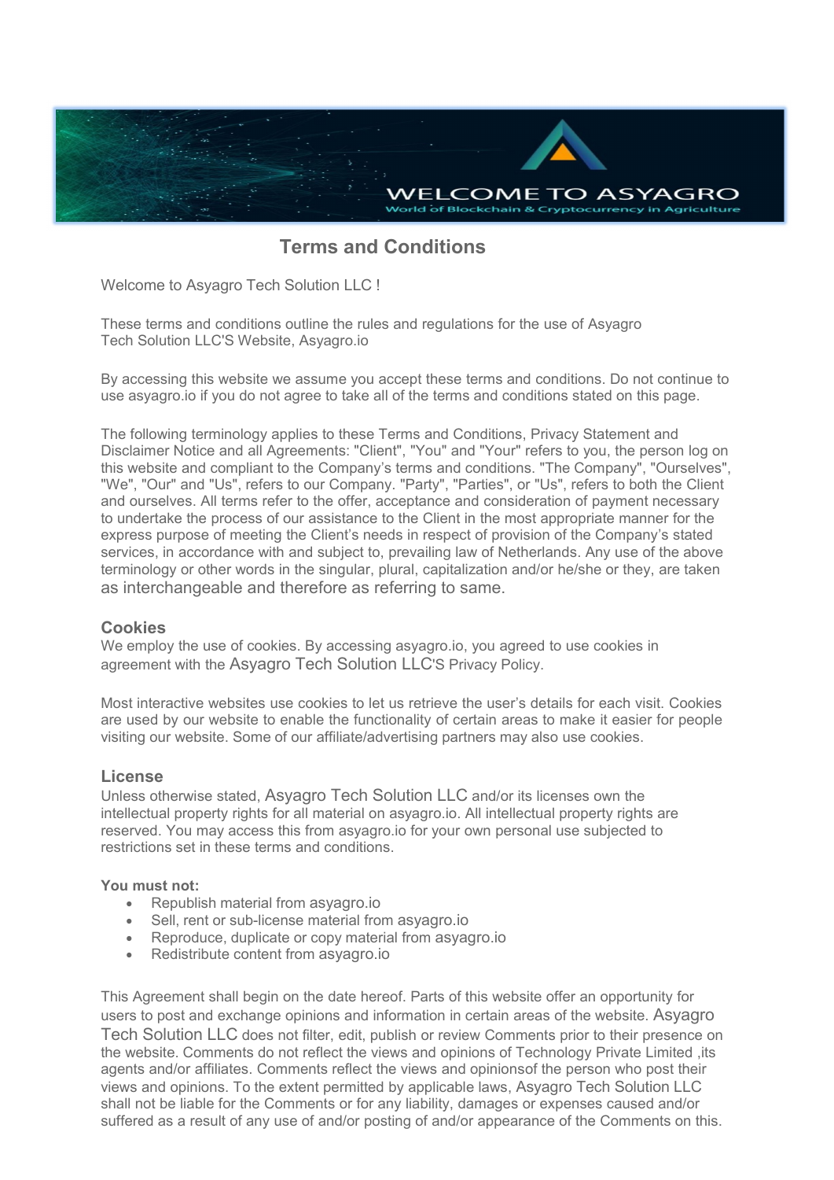# Terms and Conditions

Welcome to Asyagro Tech Solution LLC !

These terms and conditions outline the rules and regulations for the use of Asyagro Tech Solution LLC'S Website, Asyagro.io

By accessing this website we assume you accept these terms and conditions. Do not continue to use asyagro.io if you do not agree to take all of the terms and conditions stated on this page.

The following terminology applies to these Terms and Conditions, Privacy Statement and Disclaimer Notice and all Agreements: "Client", "You" and "Your" refers to you, the person log on this website and compliant to the Company's terms and conditions. "The Company", "Ourselves", "We", "Our" and "Us", refers to our Company. "Party", "Parties", or "Us", refers to both the Client and ourselves. All terms refer to the offer, acceptance and consideration of payment necessary to undertake the process of our assistance to the Client in the most appropriate manner for the express purpose of meeting the Client's needs in respect of provision of the Company's stated services, in accordance with and subject to, prevailing law of Netherlands. Any use of the above terminology or other words in the singular, plural, capitalization and/or he/she or they, are taken as interchangeable and therefore as referring to same.

## Cookies

We employ the use of cookies. By accessing asyagro.io, you agreed to use cookies in agreement with the Asyagro Tech Solution LLC'S Privacy Policy.

Most interactive websites use cookies to let us retrieve the user's details for each visit. Cookies are used by our website to enable the functionality of certain areas to make it easier for people visiting our website. Some of our affiliate/advertising partners may also use cookies.

## License

Unless otherwise stated, Asyagro Tech Solution LLC and/or its licenses own the intellectual property rights for all material on asyagro.io. All intellectual property rights are reserved. You may access this from asyagro.io for your own personal use subjected to restrictions set in these terms and conditions.

**You must not:**

- Republish material from asyagro.io
- Sell, rent or sub-license material from asyagro.io
- Reproduce, duplicate or copy material from asyagro.io
- Redistribute content from asyagro.io

This Agreement shall begin on the date hereof. Parts of this website offer an opportunity for users to post and exchange opinions and information in certain areas of the website. Asyagro Tech Solution LLC does not filter, edit, publish or review Comments prior to their presence on the website. Comments do not reflect the views and opinions of Technology Private Limited ,its agents and/or affiliates. Comments reflect the views and opinionsof the person who post their views and opinions. To the extent permitted by applicable laws, Asyagro Tech Solution LLC shall not be liable for the Comments or for any liability, damages or expenses caused and/or suffered as a result of any use of and/or posting of and/or appearance of the Comments on this.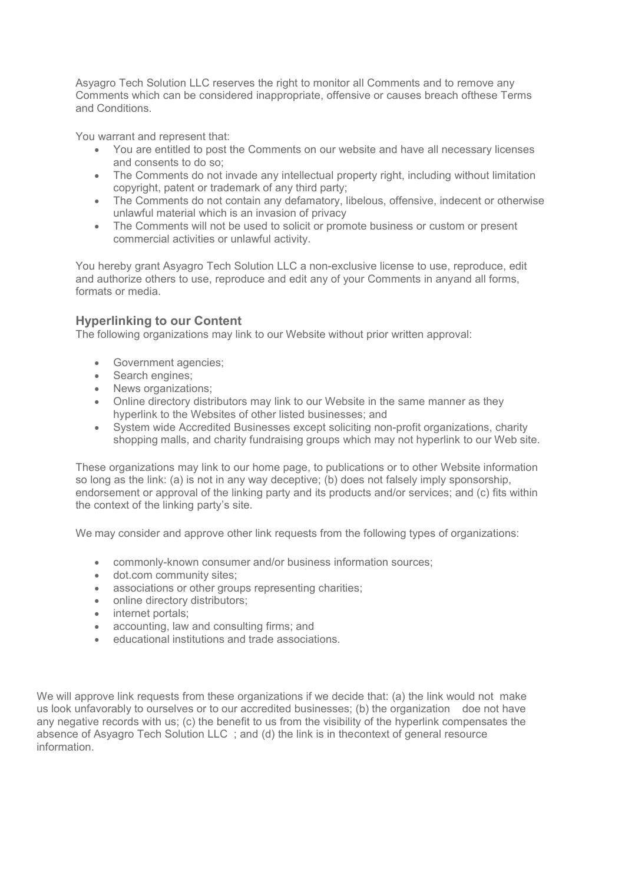Asyagro Tech Solution LLC reserves the right to monitor all Comments and to remove any Comments which can be considered inappropriate, offensive or causes breach ofthese Terms and Conditions.

You warrant and represent that:

- You are entitled to post the Comments on our website and have all necessary licenses and consents to do so;
- The Comments do not invade any intellectual property right, including without limitation copyright, patent or trademark of any third party;
- The Comments do not contain any defamatory, libelous, offensive, indecent or otherwise unlawful material which is an invasion of privacy
- The Comments will not be used to solicit or promote business or custom or present commercial activities or unlawful activity.

You hereby grant Asyagro Tech Solution LLC a non-exclusive license to use, reproduce, edit and authorize others to use, reproduce and edit any of your Comments in anyand all forms, formats or media.

## Hyperlinking to our Content

The following organizations may link to our Website without prior written approval:

- Government agencies;
- Search engines;
- News organizations;
- Online directory distributors may link to our Website in the same manner as they hyperlink to the Websites of other listed businesses; and
- System wide Accredited Businesses except soliciting non-profit organizations, charity shopping malls, and charity fundraising groups which may not hyperlink to our Web site.

These organizations may link to our home page, to publications or to other Website information so long as the link: (a) is not in any way deceptive; (b) does not falsely imply sponsorship, endorsement or approval of the linking party and its products and/or services; and (c) fits within the context of the linking party's site.

We may consider and approve other link requests from the following types of organizations:

- commonly-known consumer and/or business information sources;
- dot.com community sites;
- associations or other groups representing charities;
- online directory distributors;
- internet portals;
- accounting, law and consulting firms; and
- educational institutions and trade associations.

We will approve link requests from these organizations if we decide that: (a) the link would not make us look unfavorably to ourselves or to our accredited businesses; (b) the organization doe not have any negative records with us; (c) the benefit to us from the visibility of the hyperlink compensates the absence of Asyagro Tech Solution LLC ; and (d) the link is in thecontext of general resource information.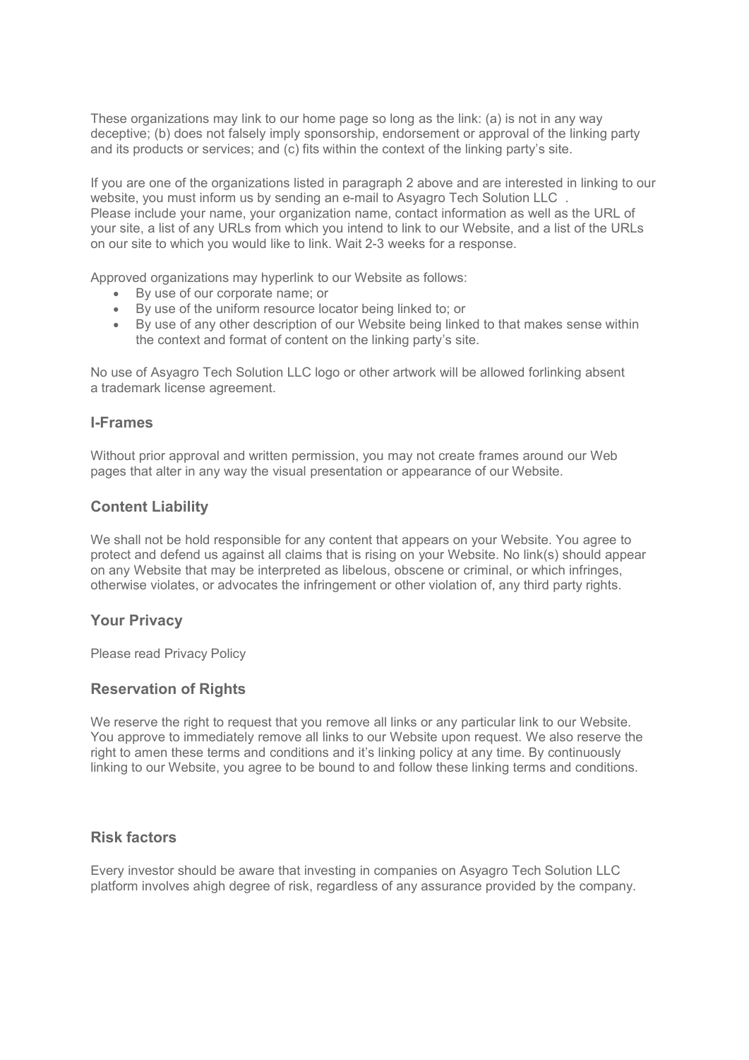These organizations may link to our home page so long as the link: (a) is not in any way deceptive; (b) does not falsely imply sponsorship, endorsement or approval of the linking party and its products or services; and (c) fits within the context of the linking party's site.

If you are one of the organizations listed in paragraph 2 above and are interested in linking to our website, you must inform us by sending an e-mail to Asyagro Tech Solution LLC .
Please include your name, your organization name, contact information as well as the URL of your site, a list of any URLs from which you intend to link to our Website, and a list of the URLs on our site to which you would like to link. Wait 2-3 weeks for a response.

Approved organizations may hyperlink to our Website as follows:

- By use of our corporate name; or
- By use of the uniform resource locator being linked to; or
- By use of any other description of our Website being linked to that makes sense within the context and format of content on the linking party's site.

No use of Asyagro Tech Solution LLC logo or other artwork will be allowed forlinking absent a trademark license agreement.

## I-Frames

Without prior approval and written permission, you may not create frames around our Web pages that alter in any way the visual presentation or appearance of our Website.

## Content Liability

We shall not be hold responsible for any content that appears on your Website. You agree to protect and defend us against all claims that is rising on your Website. No link(s) should appear on any Website that may be interpreted as libelous, obscene or criminal, or which infringes, otherwise violates, or advocates the infringement or other violation of, any third party rights.

## Your Privacy

Please read Privacy Policy

## Reservation of Rights

We reserve the right to request that you remove all links or any particular link to our Website. You approve to immediately remove all links to our Website upon request. We also reserve the right to amen these terms and conditions and it's linking policy at any time. By continuously linking to our Website, you agree to be bound to and follow these linking terms and conditions.

## Risk factors

Every investor should be aware that investing in companies on Asyagro Tech Solution LLC platform involves ahigh degree of risk, regardless of any assurance provided by the company.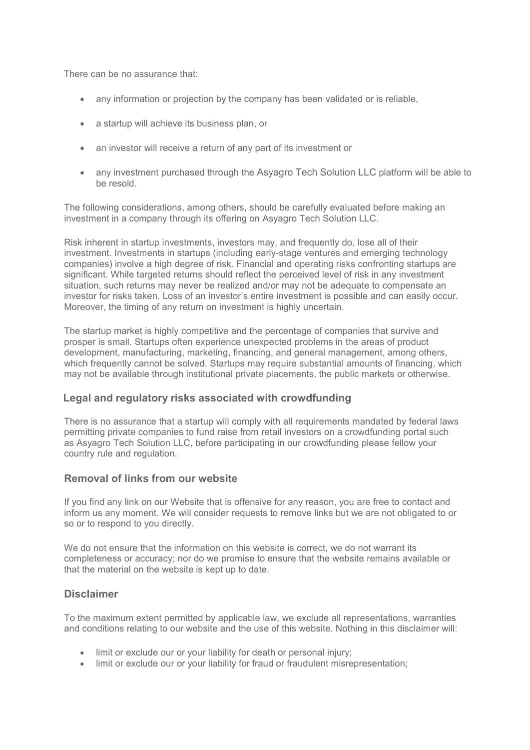There can be no assurance that:

- any information or projection by the company has been validated or is reliable,
- a startup will achieve its business plan, or
- an investor will receive a return of any part of its investment or
- any investment purchased through the Asyagro Tech Solution LLC platform will be able to be resold.

The following considerations, among others, should be carefully evaluated before making an investment in a company through its offering on Asyagro Tech Solution LLC.

Risk inherent in startup investments, investors may, and frequently do, lose all of their investment. Investments in startups (including early-stage ventures and emerging technology companies) involve a high degree of risk. Financial and operating risks confronting startups are significant. While targeted returns should reflect the perceived level of risk in any investment situation, such returns may never be realized and/or may not be adequate to compensate an investor for risks taken. Loss of an investor's entire investment is possible and can easily occur. Moreover, the timing of any return on investment is highly uncertain.

The startup market is highly competitive and the percentage of companies that survive and prosper is small. Startups often experience unexpected problems in the areas of product development, manufacturing, marketing, financing, and general management, among others, which frequently cannot be solved. Startups may require substantial amounts of financing, which may not be available through institutional private placements, the public markets or otherwise.

## Legal and regulatory risks associated with crowdfunding

There is no assurance that a startup will comply with all requirements mandated by federal laws permitting private companies to fund raise from retail investors on a crowdfunding portal such as Asyagro Tech Solution LLC, before participating in our crowdfunding please fellow your country rule and regulation.

## Removal of links from our website

If you find any link on our Website that is offensive for any reason, you are free to contact and inform us any moment. We will consider requests to remove links but we are not obligated to or so or to respond to you directly.

We do not ensure that the information on this website is correct, we do not warrant its completeness or accuracy; nor do we promise to ensure that the website remains available or that the material on the website is kept up to date.

## Disclaimer

To the maximum extent permitted by applicable law, we exclude all representations, warranties and conditions relating to our website and the use of this website. Nothing in this disclaimer will:

- limit or exclude our or your liability for death or personal injury;
- limit or exclude our or your liability for fraud or fraudulent misrepresentation;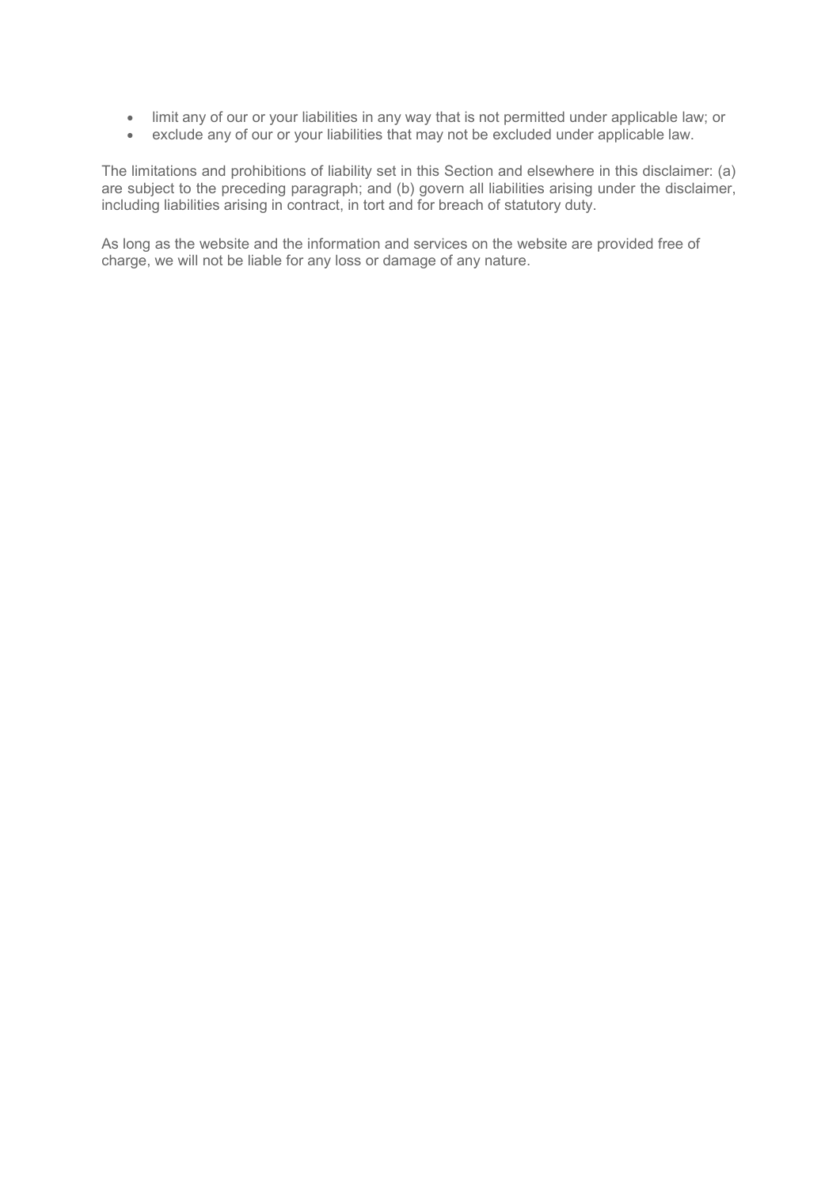- limit any of our or your liabilities in any way that is not permitted under applicable law; or
- exclude any of our or your liabilities that may not be excluded under applicable law.

The limitations and prohibitions of liability set in this Section and elsewhere in this disclaimer: (a) are subject to the preceding paragraph; and (b) govern all liabilities arising under the disclaimer, including liabilities arising in contract, in tort and for breach of statutory duty.

As long as the website and the information and services on the website are provided free of charge, we will not be liable for any loss or damage of any nature.